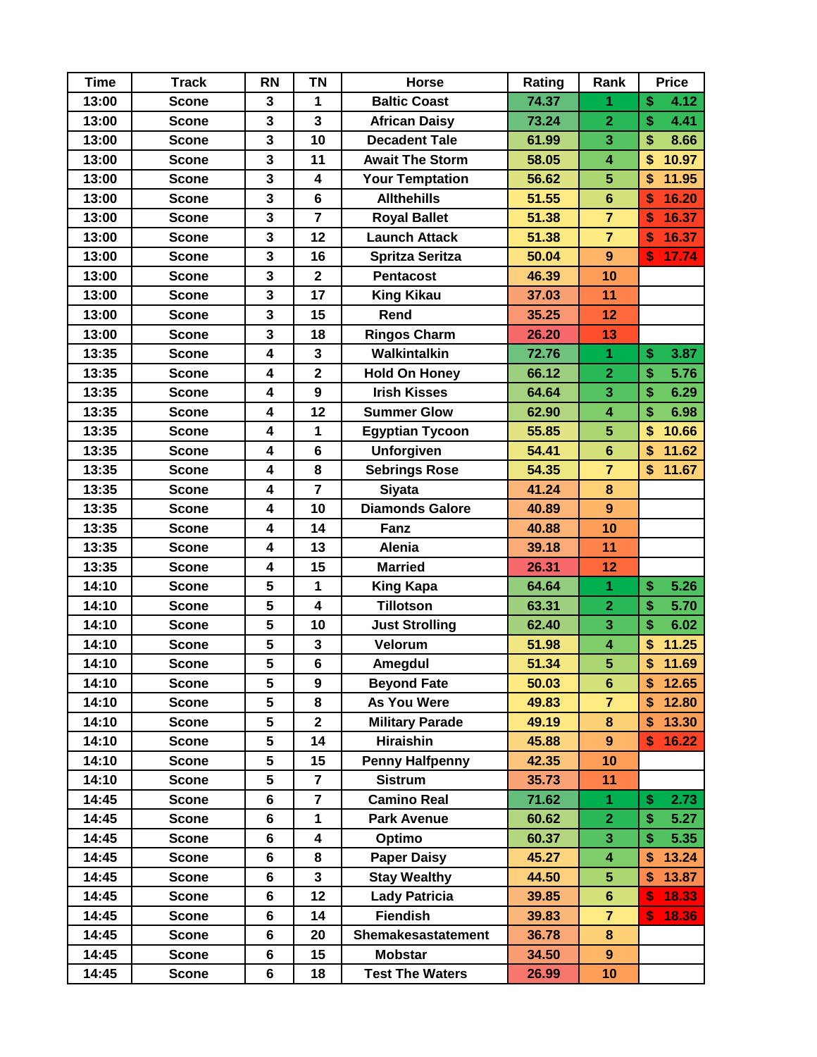| Time | Track | RN | TN | Horse | Rating | Rank | Price |
|---|---|---|---|---|---|---|---|
| 13:00 | Scone | 3 | 1 | Baltic Coast | 74.37 | 1 | $ 4.12 |
| 13:00 | Scone | 3 | 3 | African Daisy | 73.24 | 2 | $ 4.41 |
| 13:00 | Scone | 3 | 10 | Decadent Tale | 61.99 | 3 | $ 8.66 |
| 13:00 | Scone | 3 | 11 | Await The Storm | 58.05 | 4 | $ 10.97 |
| 13:00 | Scone | 3 | 4 | Your Temptation | 56.62 | 5 | $ 11.95 |
| 13:00 | Scone | 3 | 6 | Allthehills | 51.55 | 6 | $ 16.20 |
| 13:00 | Scone | 3 | 7 | Royal Ballet | 51.38 | 7 | $ 16.37 |
| 13:00 | Scone | 3 | 12 | Launch Attack | 51.38 | 7 | $ 16.37 |
| 13:00 | Scone | 3 | 16 | Spritza Seritza | 50.04 | 9 | $ 17.74 |
| 13:00 | Scone | 3 | 2 | Pentacost | 46.39 | 10 | |
| 13:00 | Scone | 3 | 17 | King Kikau | 37.03 | 11 | |
| 13:00 | Scone | 3 | 15 | Rend | 35.25 | 12 | |
| 13:00 | Scone | 3 | 18 | Ringos Charm | 26.20 | 13 | |
| 13:35 | Scone | 4 | 3 | Walkintalkin | 72.76 | 1 | $ 3.87 |
| 13:35 | Scone | 4 | 2 | Hold On Honey | 66.12 | 2 | $ 5.76 |
| 13:35 | Scone | 4 | 9 | Irish Kisses | 64.64 | 3 | $ 6.29 |
| 13:35 | Scone | 4 | 12 | Summer Glow | 62.90 | 4 | $ 6.98 |
| 13:35 | Scone | 4 | 1 | Egyptian Tycoon | 55.85 | 5 | $ 10.66 |
| 13:35 | Scone | 4 | 6 | Unforgiven | 54.41 | 6 | $ 11.62 |
| 13:35 | Scone | 4 | 8 | Sebrings Rose | 54.35 | 7 | $ 11.67 |
| 13:35 | Scone | 4 | 7 | Siyata | 41.24 | 8 | |
| 13:35 | Scone | 4 | 10 | Diamonds Galore | 40.89 | 9 | |
| 13:35 | Scone | 4 | 14 | Fanz | 40.88 | 10 | |
| 13:35 | Scone | 4 | 13 | Alenia | 39.18 | 11 | |
| 13:35 | Scone | 4 | 15 | Married | 26.31 | 12 | |
| 14:10 | Scone | 5 | 1 | King Kapa | 64.64 | 1 | $ 5.26 |
| 14:10 | Scone | 5 | 4 | Tillotson | 63.31 | 2 | $ 5.70 |
| 14:10 | Scone | 5 | 10 | Just Strolling | 62.40 | 3 | $ 6.02 |
| 14:10 | Scone | 5 | 3 | Velorum | 51.98 | 4 | $ 11.25 |
| 14:10 | Scone | 5 | 6 | Amegdul | 51.34 | 5 | $ 11.69 |
| 14:10 | Scone | 5 | 9 | Beyond Fate | 50.03 | 6 | $ 12.65 |
| 14:10 | Scone | 5 | 8 | As You Were | 49.83 | 7 | $ 12.80 |
| 14:10 | Scone | 5 | 2 | Military Parade | 49.19 | 8 | $ 13.30 |
| 14:10 | Scone | 5 | 14 | Hiraishin | 45.88 | 9 | $ 16.22 |
| 14:10 | Scone | 5 | 15 | Penny Halfpenny | 42.35 | 10 | |
| 14:10 | Scone | 5 | 7 | Sistrum | 35.73 | 11 | |
| 14:45 | Scone | 6 | 7 | Camino Real | 71.62 | 1 | $ 2.73 |
| 14:45 | Scone | 6 | 1 | Park Avenue | 60.62 | 2 | $ 5.27 |
| 14:45 | Scone | 6 | 4 | Optimo | 60.37 | 3 | $ 5.35 |
| 14:45 | Scone | 6 | 8 | Paper Daisy | 45.27 | 4 | $ 13.24 |
| 14:45 | Scone | 6 | 3 | Stay Wealthy | 44.50 | 5 | $ 13.87 |
| 14:45 | Scone | 6 | 12 | Lady Patricia | 39.85 | 6 | $ 18.33 |
| 14:45 | Scone | 6 | 14 | Fiendish | 39.83 | 7 | $ 18.36 |
| 14:45 | Scone | 6 | 20 | Shemakesastatement | 36.78 | 8 | |
| 14:45 | Scone | 6 | 15 | Mobstar | 34.50 | 9 | |
| 14:45 | Scone | 6 | 18 | Test The Waters | 26.99 | 10 | |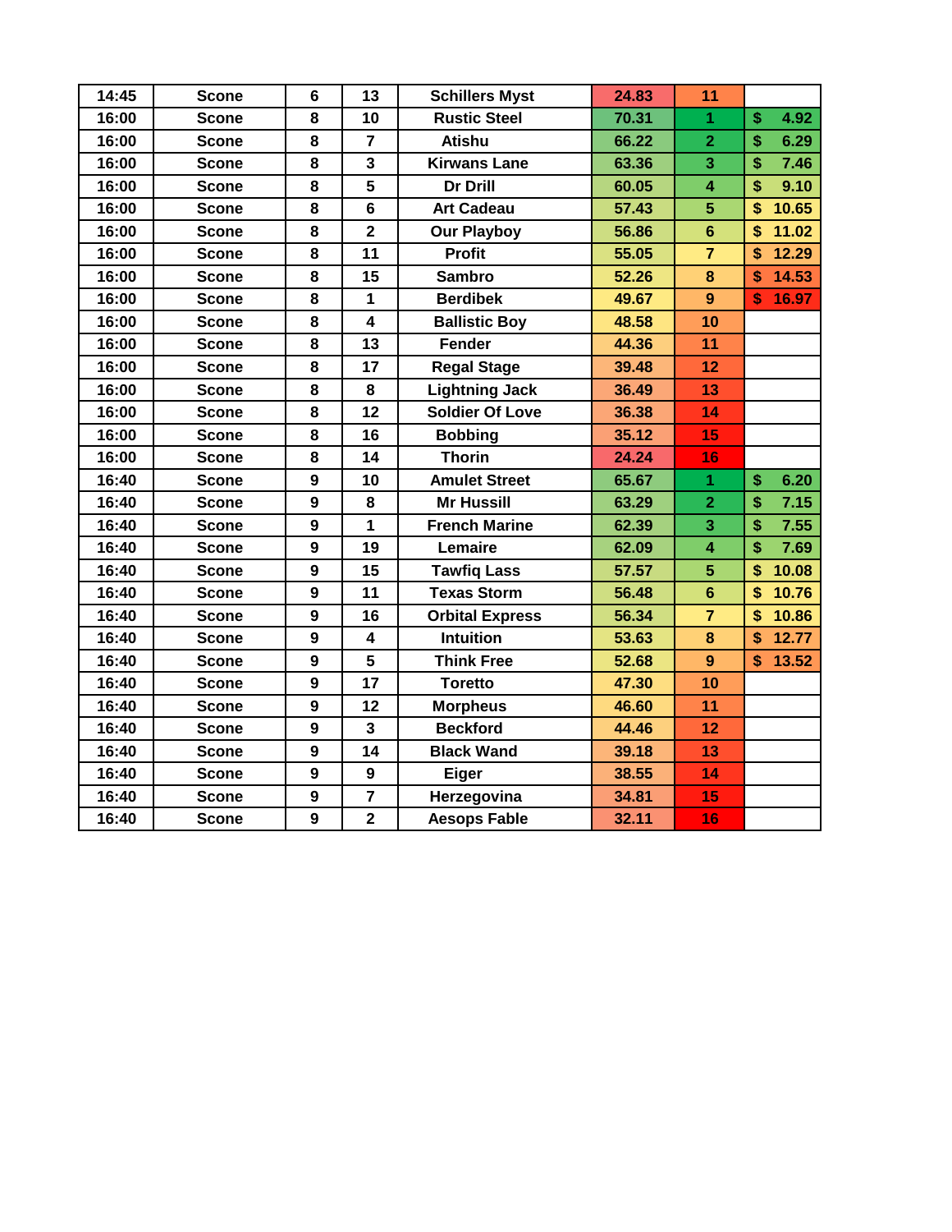| | | | | | | | |
|---|---|---|---|---|---|---|---|
| 14:45 | Scone | 6 | 13 | Schillers Myst | 24.83 | 11 | |
| 16:00 | Scone | 8 | 10 | Rustic Steel | 70.31 | 1 | $ 4.92 |
| 16:00 | Scone | 8 | 7 | Atishu | 66.22 | 2 | $ 6.29 |
| 16:00 | Scone | 8 | 3 | Kirwans Lane | 63.36 | 3 | $ 7.46 |
| 16:00 | Scone | 8 | 5 | Dr Drill | 60.05 | 4 | $ 9.10 |
| 16:00 | Scone | 8 | 6 | Art Cadeau | 57.43 | 5 | $ 10.65 |
| 16:00 | Scone | 8 | 2 | Our Playboy | 56.86 | 6 | $ 11.02 |
| 16:00 | Scone | 8 | 11 | Profit | 55.05 | 7 | $ 12.29 |
| 16:00 | Scone | 8 | 15 | Sambro | 52.26 | 8 | $ 14.53 |
| 16:00 | Scone | 8 | 1 | Berdibek | 49.67 | 9 | $ 16.97 |
| 16:00 | Scone | 8 | 4 | Ballistic Boy | 48.58 | 10 | |
| 16:00 | Scone | 8 | 13 | Fender | 44.36 | 11 | |
| 16:00 | Scone | 8 | 17 | Regal Stage | 39.48 | 12 | |
| 16:00 | Scone | 8 | 8 | Lightning Jack | 36.49 | 13 | |
| 16:00 | Scone | 8 | 12 | Soldier Of Love | 36.38 | 14 | |
| 16:00 | Scone | 8 | 16 | Bobbing | 35.12 | 15 | |
| 16:00 | Scone | 8 | 14 | Thorin | 24.24 | 16 | |
| 16:40 | Scone | 9 | 10 | Amulet Street | 65.67 | 1 | $ 6.20 |
| 16:40 | Scone | 9 | 8 | Mr Hussill | 63.29 | 2 | $ 7.15 |
| 16:40 | Scone | 9 | 1 | French Marine | 62.39 | 3 | $ 7.55 |
| 16:40 | Scone | 9 | 19 | Lemaire | 62.09 | 4 | $ 7.69 |
| 16:40 | Scone | 9 | 15 | Tawfiq Lass | 57.57 | 5 | $ 10.08 |
| 16:40 | Scone | 9 | 11 | Texas Storm | 56.48 | 6 | $ 10.76 |
| 16:40 | Scone | 9 | 16 | Orbital Express | 56.34 | 7 | $ 10.86 |
| 16:40 | Scone | 9 | 4 | Intuition | 53.63 | 8 | $ 12.77 |
| 16:40 | Scone | 9 | 5 | Think Free | 52.68 | 9 | $ 13.52 |
| 16:40 | Scone | 9 | 17 | Toretto | 47.30 | 10 | |
| 16:40 | Scone | 9 | 12 | Morpheus | 46.60 | 11 | |
| 16:40 | Scone | 9 | 3 | Beckford | 44.46 | 12 | |
| 16:40 | Scone | 9 | 14 | Black Wand | 39.18 | 13 | |
| 16:40 | Scone | 9 | 9 | Eiger | 38.55 | 14 | |
| 16:40 | Scone | 9 | 7 | Herzegovina | 34.81 | 15 | |
| 16:40 | Scone | 9 | 2 | Aesops Fable | 32.11 | 16 | |